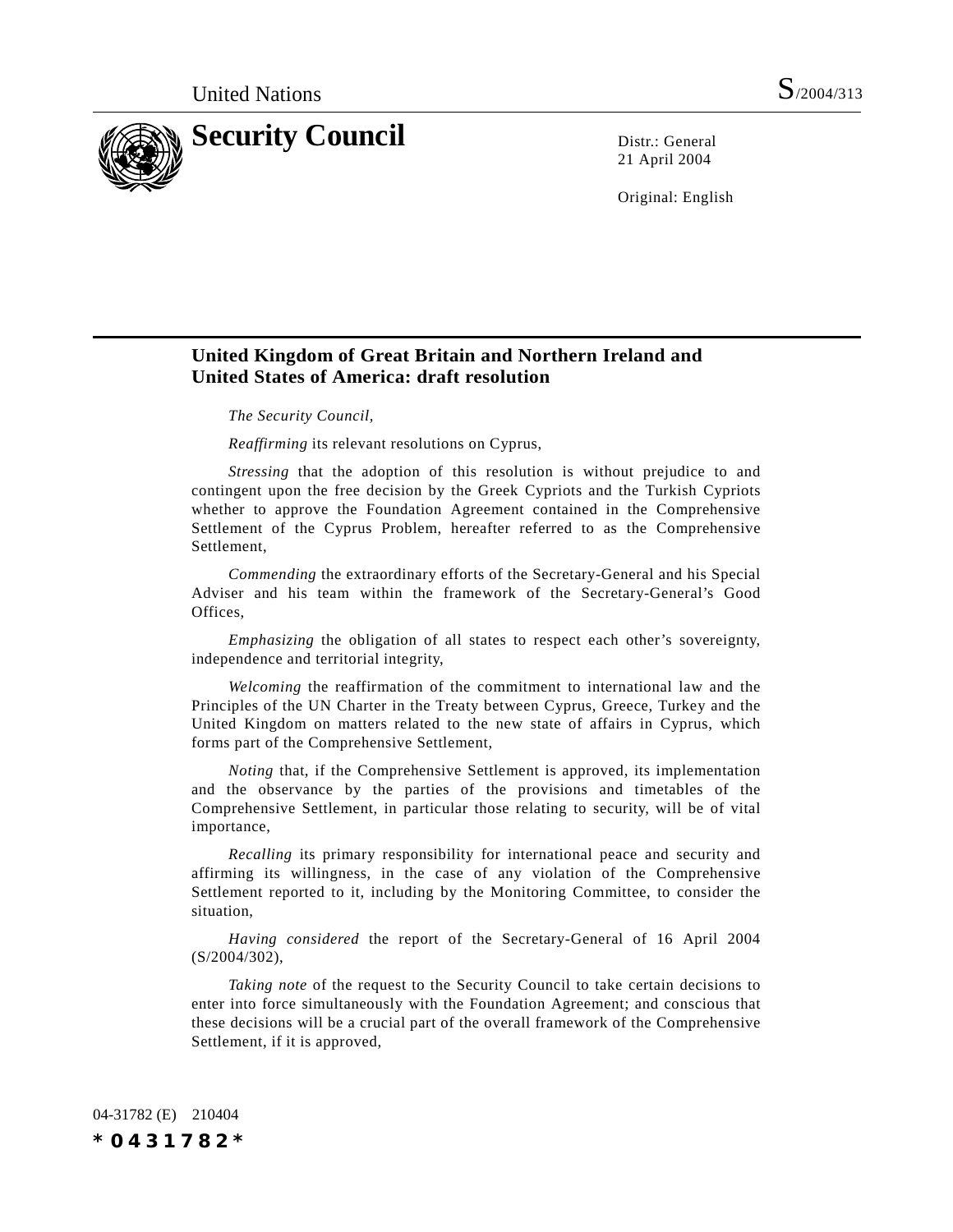United Nations S/2004/313

# Security Council

Distr.: General
21 April 2004

Original: English

## United Kingdom of Great Britain and Northern Ireland and United States of America: draft resolution

*The Security Council,*

*Reaffirming* its relevant resolutions on Cyprus,

*Stressing* that the adoption of this resolution is without prejudice to and contingent upon the free decision by the Greek Cypriots and the Turkish Cypriots whether to approve the Foundation Agreement contained in the Comprehensive Settlement of the Cyprus Problem, hereafter referred to as the Comprehensive Settlement,

*Commending* the extraordinary efforts of the Secretary-General and his Special Adviser and his team within the framework of the Secretary-General's Good Offices,

*Emphasizing* the obligation of all states to respect each other's sovereignty, independence and territorial integrity,

*Welcoming* the reaffirmation of the commitment to international law and the Principles of the UN Charter in the Treaty between Cyprus, Greece, Turkey and the United Kingdom on matters related to the new state of affairs in Cyprus, which forms part of the Comprehensive Settlement,

*Noting* that, if the Comprehensive Settlement is approved, its implementation and the observance by the parties of the provisions and timetables of the Comprehensive Settlement, in particular those relating to security, will be of vital importance,

*Recalling* its primary responsibility for international peace and security and affirming its willingness, in the case of any violation of the Comprehensive Settlement reported to it, including by the Monitoring Committee, to consider the situation,

*Having considered* the report of the Secretary-General of 16 April 2004 (S/2004/302),

*Taking note* of the request to the Security Council to take certain decisions to enter into force simultaneously with the Foundation Agreement; and conscious that these decisions will be a crucial part of the overall framework of the Comprehensive Settlement, if it is approved,

04-31782 (E) 210404

*0431782*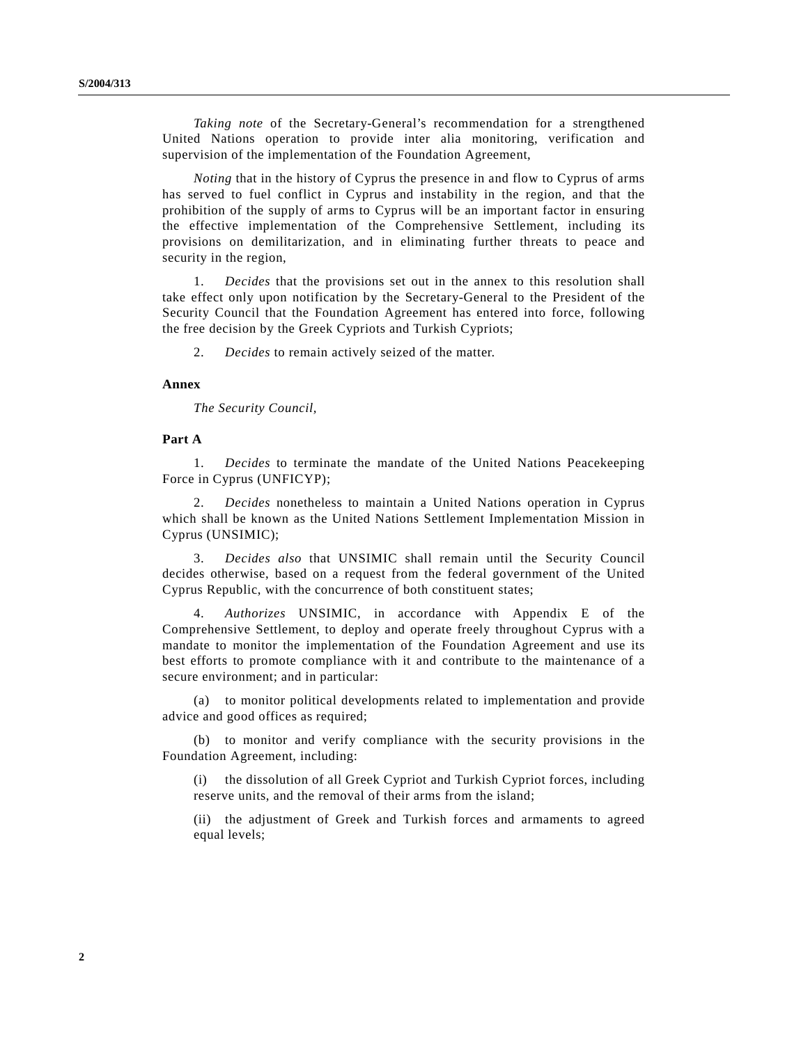*Taking note* of the Secretary-General's recommendation for a strengthened United Nations operation to provide inter alia monitoring, verification and supervision of the implementation of the Foundation Agreement,

*Noting* that in the history of Cyprus the presence in and flow to Cyprus of arms has served to fuel conflict in Cyprus and instability in the region, and that the prohibition of the supply of arms to Cyprus will be an important factor in ensuring the effective implementation of the Comprehensive Settlement, including its provisions on demilitarization, and in eliminating further threats to peace and security in the region,

1. *Decides* that the provisions set out in the annex to this resolution shall take effect only upon notification by the Secretary-General to the President of the Security Council that the Foundation Agreement has entered into force, following the free decision by the Greek Cypriots and Turkish Cypriots;

2. *Decides* to remain actively seized of the matter.

**Annex**

*The Security Council,*

**Part A**

1. *Decides* to terminate the mandate of the United Nations Peacekeeping Force in Cyprus (UNFICYP);

2. *Decides* nonetheless to maintain a United Nations operation in Cyprus which shall be known as the United Nations Settlement Implementation Mission in Cyprus (UNSIMIC);

3. *Decides also* that UNSIMIC shall remain until the Security Council decides otherwise, based on a request from the federal government of the United Cyprus Republic, with the concurrence of both constituent states;

4. *Authorizes* UNSIMIC, in accordance with Appendix E of the Comprehensive Settlement, to deploy and operate freely throughout Cyprus with a mandate to monitor the implementation of the Foundation Agreement and use its best efforts to promote compliance with it and contribute to the maintenance of a secure environment; and in particular:

(a) to monitor political developments related to implementation and provide advice and good offices as required;

(b) to monitor and verify compliance with the security provisions in the Foundation Agreement, including:

(i) the dissolution of all Greek Cypriot and Turkish Cypriot forces, including reserve units, and the removal of their arms from the island;

(ii) the adjustment of Greek and Turkish forces and armaments to agreed equal levels;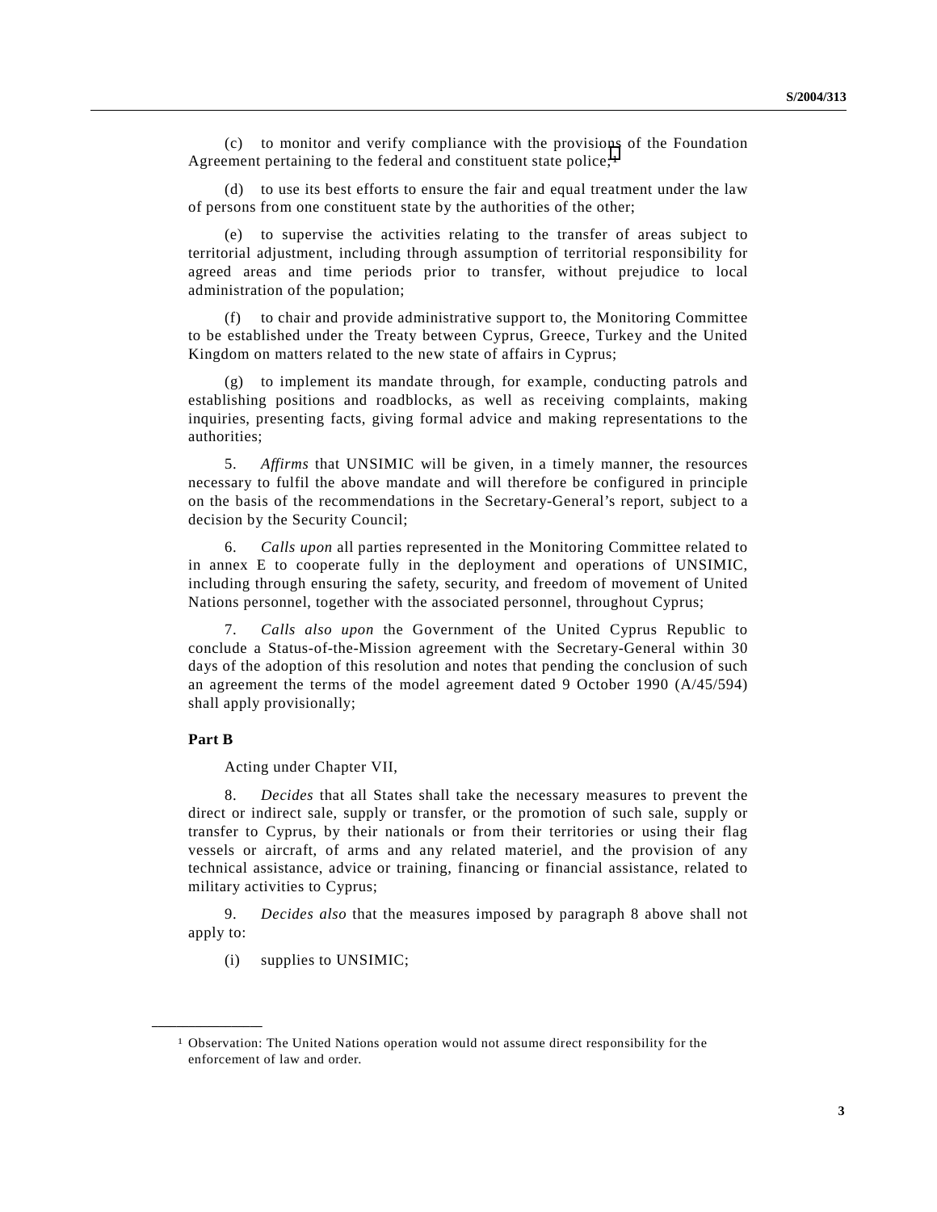(c) to monitor and verify compliance with the provisions of the Foundation Agreement pertaining to the federal and constituent state police;[1]

(d) to use its best efforts to ensure the fair and equal treatment under the law of persons from one constituent state by the authorities of the other;

(e) to supervise the activities relating to the transfer of areas subject to territorial adjustment, including through assumption of territorial responsibility for agreed areas and time periods prior to transfer, without prejudice to local administration of the population;

(f) to chair and provide administrative support to, the Monitoring Committee to be established under the Treaty between Cyprus, Greece, Turkey and the United Kingdom on matters related to the new state of affairs in Cyprus;

(g) to implement its mandate through, for example, conducting patrols and establishing positions and roadblocks, as well as receiving complaints, making inquiries, presenting facts, giving formal advice and making representations to the authorities;

5. *Affirms* that UNSIMIC will be given, in a timely manner, the resources necessary to fulfil the above mandate and will therefore be configured in principle on the basis of the recommendations in the Secretary-General's report, subject to a decision by the Security Council;

6. *Calls upon* all parties represented in the Monitoring Committee related to in annex E to cooperate fully in the deployment and operations of UNSIMIC, including through ensuring the safety, security, and freedom of movement of United Nations personnel, together with the associated personnel, throughout Cyprus;

7. *Calls also upon* the Government of the United Cyprus Republic to conclude a Status-of-the-Mission agreement with the Secretary-General within 30 days of the adoption of this resolution and notes that pending the conclusion of such an agreement the terms of the model agreement dated 9 October 1990 (A/45/594) shall apply provisionally;

**Part B**

Acting under Chapter VII,

8. *Decides* that all States shall take the necessary measures to prevent the direct or indirect sale, supply or transfer, or the promotion of such sale, supply or transfer to Cyprus, by their nationals or from their territories or using their flag vessels or aircraft, of arms and any related materiel, and the provision of any technical assistance, advice or training, financing or financial assistance, related to military activities to Cyprus;

9. *Decides also* that the measures imposed by paragraph 8 above shall not apply to:

(i) supplies to UNSIMIC;

---

[1] Observation: The United Nations operation would not assume direct responsibility for the enforcement of law and order.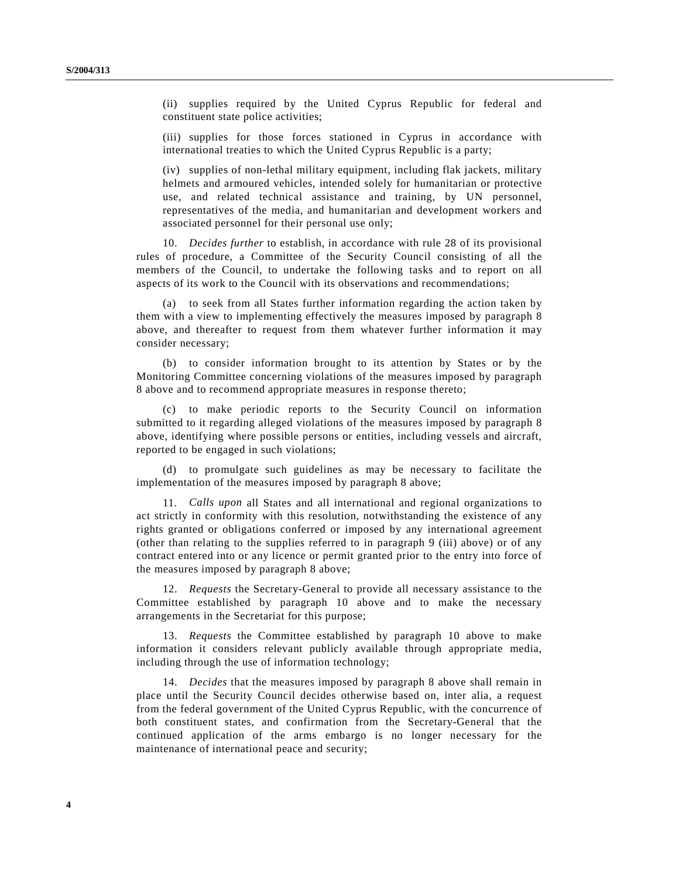(ii) supplies required by the United Cyprus Republic for federal and constituent state police activities;

(iii) supplies for those forces stationed in Cyprus in accordance with international treaties to which the United Cyprus Republic is a party;

(iv) supplies of non-lethal military equipment, including flak jackets, military helmets and armoured vehicles, intended solely for humanitarian or protective use, and related technical assistance and training, by UN personnel, representatives of the media, and humanitarian and development workers and associated personnel for their personal use only;

10. *Decides further* to establish, in accordance with rule 28 of its provisional rules of procedure, a Committee of the Security Council consisting of all the members of the Council, to undertake the following tasks and to report on all aspects of its work to the Council with its observations and recommendations;

(a) to seek from all States further information regarding the action taken by them with a view to implementing effectively the measures imposed by paragraph 8 above, and thereafter to request from them whatever further information it may consider necessary;

(b) to consider information brought to its attention by States or by the Monitoring Committee concerning violations of the measures imposed by paragraph 8 above and to recommend appropriate measures in response thereto;

(c) to make periodic reports to the Security Council on information submitted to it regarding alleged violations of the measures imposed by paragraph 8 above, identifying where possible persons or entities, including vessels and aircraft, reported to be engaged in such violations;

(d) to promulgate such guidelines as may be necessary to facilitate the implementation of the measures imposed by paragraph 8 above;

11. *Calls upon* all States and all international and regional organizations to act strictly in conformity with this resolution, notwithstanding the existence of any rights granted or obligations conferred or imposed by any international agreement (other than relating to the supplies referred to in paragraph 9 (iii) above) or of any contract entered into or any licence or permit granted prior to the entry into force of the measures imposed by paragraph 8 above;

12. *Requests* the Secretary-General to provide all necessary assistance to the Committee established by paragraph 10 above and to make the necessary arrangements in the Secretariat for this purpose;

13. *Requests* the Committee established by paragraph 10 above to make information it considers relevant publicly available through appropriate media, including through the use of information technology;

14. *Decides* that the measures imposed by paragraph 8 above shall remain in place until the Security Council decides otherwise based on, inter alia, a request from the federal government of the United Cyprus Republic, with the concurrence of both constituent states, and confirmation from the Secretary-General that the continued application of the arms embargo is no longer necessary for the maintenance of international peace and security;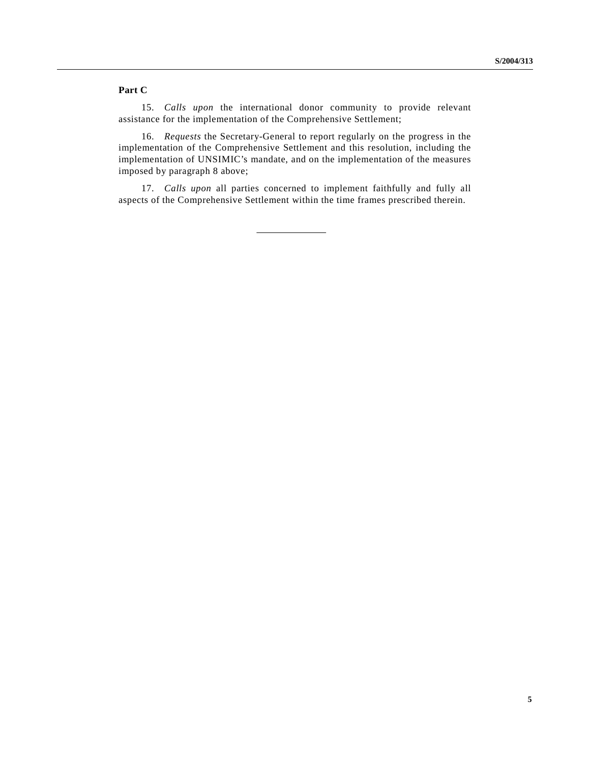**Part C**

15. *Calls upon* the international donor community to provide relevant assistance for the implementation of the Comprehensive Settlement;

16. *Requests* the Secretary-General to report regularly on the progress in the implementation of the Comprehensive Settlement and this resolution, including the implementation of UNSIMIC's mandate, and on the implementation of the measures imposed by paragraph 8 above;

17. *Calls upon* all parties concerned to implement faithfully and fully all aspects of the Comprehensive Settlement within the time frames prescribed therein.